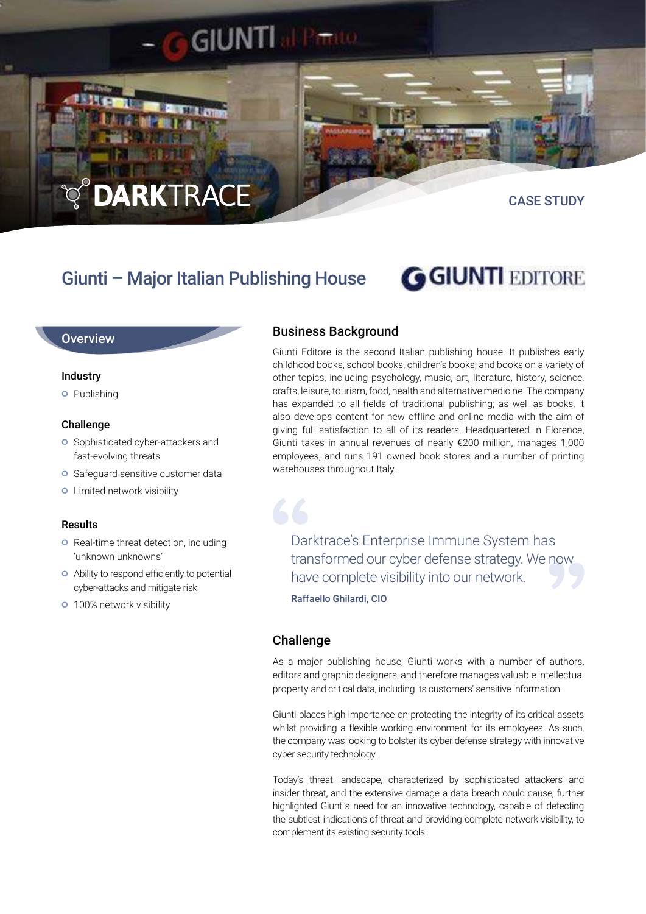DARKTRACE

CASE STUDY

# Giunti – Major Italian Publishing House

## Overview

### Industry

- Publishing

### Challenge

- Sophisticated cyber-attackers and fast-evolving threats
- Safeguard sensitive customer data
- Limited network visibility

### Results

- Real-time threat detection, including 'unknown unknowns'
- Ability to respond efficiently to potential cyber-attacks and mitigate risk
- 100% network visibility

## Business Background

Giunti Editore is the second Italian publishing house. It publishes early childhood books, school books, children's books, and books on a variety of other topics, including psychology, music, art, literature, history, science, crafts, leisure, tourism, food, health and alternative medicine. The company has expanded to all fields of traditional publishing; as well as books, it also develops content for new offline and online media with the aim of giving full satisfaction to all of its readers. Headquartered in Florence, Giunti takes in annual revenues of nearly €200 million, manages 1,000 employees, and runs 191 owned book stores and a number of printing warehouses throughout Italy.

> Darktrace's Enterprise Immune System has transformed our cyber defense strategy. We now have complete visibility into our network.
>
> **Raffaello Ghilardi, CIO**

## Challenge

As a major publishing house, Giunti works with a number of authors, editors and graphic designers, and therefore manages valuable intellectual property and critical data, including its customers' sensitive information.

Giunti places high importance on protecting the integrity of its critical assets whilst providing a flexible working environment for its employees. As such, the company was looking to bolster its cyber defense strategy with innovative cyber security technology.

Today's threat landscape, characterized by sophisticated attackers and insider threat, and the extensive damage a data breach could cause, further highlighted Giunti's need for an innovative technology, capable of detecting the subtlest indications of threat and providing complete network visibility, to complement its existing security tools.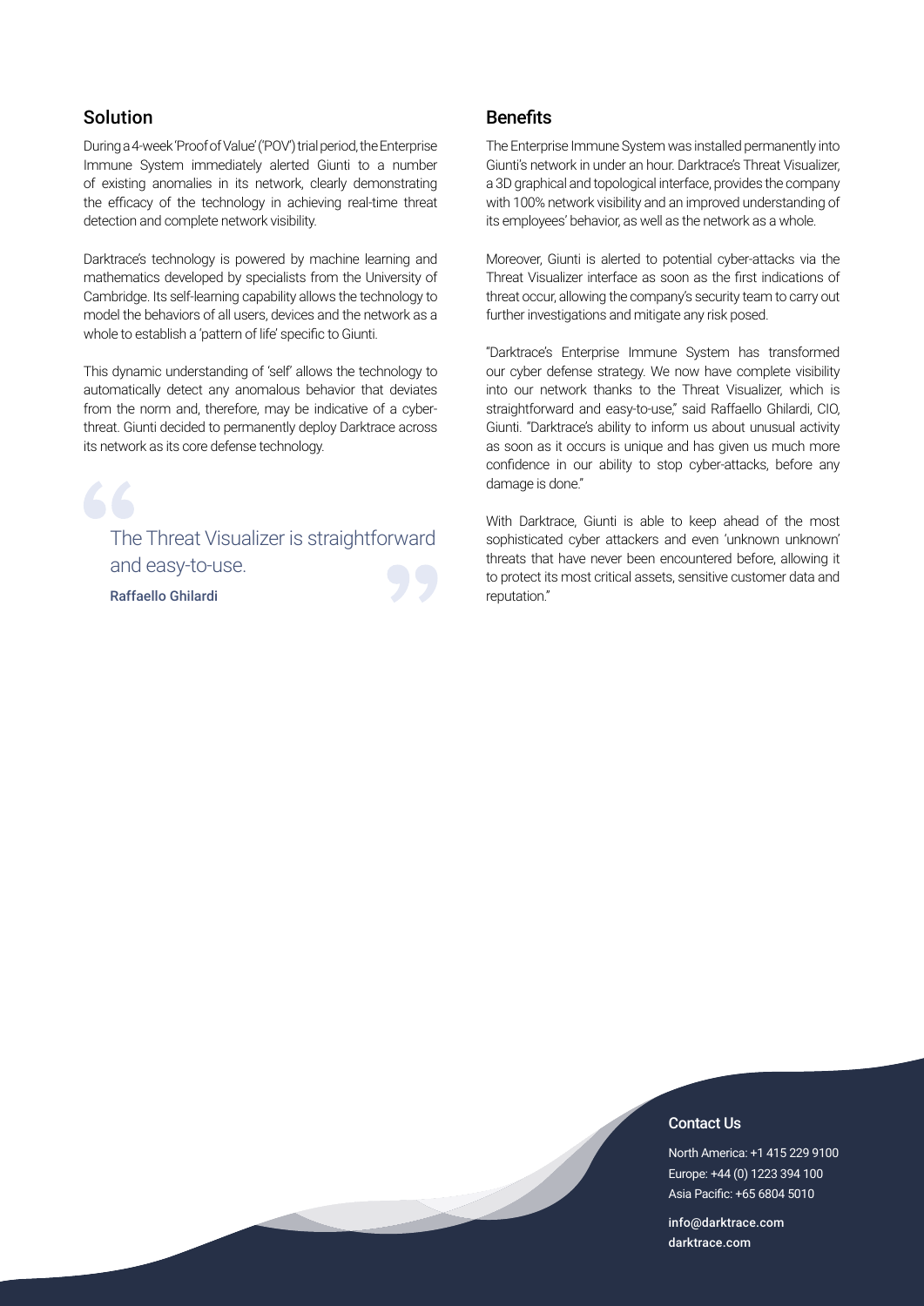## Solution

During a 4-week 'Proof of Value' ('POV') trial period, the Enterprise Immune System immediately alerted Giunti to a number of existing anomalies in its network, clearly demonstrating the efficacy of the technology in achieving real-time threat detection and complete network visibility.

Darktrace's technology is powered by machine learning and mathematics developed by specialists from the University of Cambridge. Its self-learning capability allows the technology to model the behaviors of all users, devices and the network as a whole to establish a 'pattern of life' specific to Giunti.

This dynamic understanding of 'self' allows the technology to automatically detect any anomalous behavior that deviates from the norm and, therefore, may be indicative of a cyber-threat. Giunti decided to permanently deploy Darktrace across its network as its core defense technology.

> The Threat Visualizer is straightforward and easy-to-use.
>
> **Raffaello Ghilardi**

## Benefits

The Enterprise Immune System was installed permanently into Giunti's network in under an hour. Darktrace's Threat Visualizer, a 3D graphical and topological interface, provides the company with 100% network visibility and an improved understanding of its employees' behavior, as well as the network as a whole.

Moreover, Giunti is alerted to potential cyber-attacks via the Threat Visualizer interface as soon as the first indications of threat occur, allowing the company's security team to carry out further investigations and mitigate any risk posed.

"Darktrace's Enterprise Immune System has transformed our cyber defense strategy. We now have complete visibility into our network thanks to the Threat Visualizer, which is straightforward and easy-to-use," said Raffaello Ghilardi, CIO, Giunti. "Darktrace's ability to inform us about unusual activity as soon as it occurs is unique and has given us much more confidence in our ability to stop cyber-attacks, before any damage is done."

With Darktrace, Giunti is able to keep ahead of the most sophisticated cyber attackers and even 'unknown unknown' threats that have never been encountered before, allowing it to protect its most critical assets, sensitive customer data and reputation."

### Contact Us

North America: +1 415 229 9100
Europe: +44 (0) 1223 394 100
Asia Pacific: +65 6804 5010

info@darktrace.com
darktrace.com